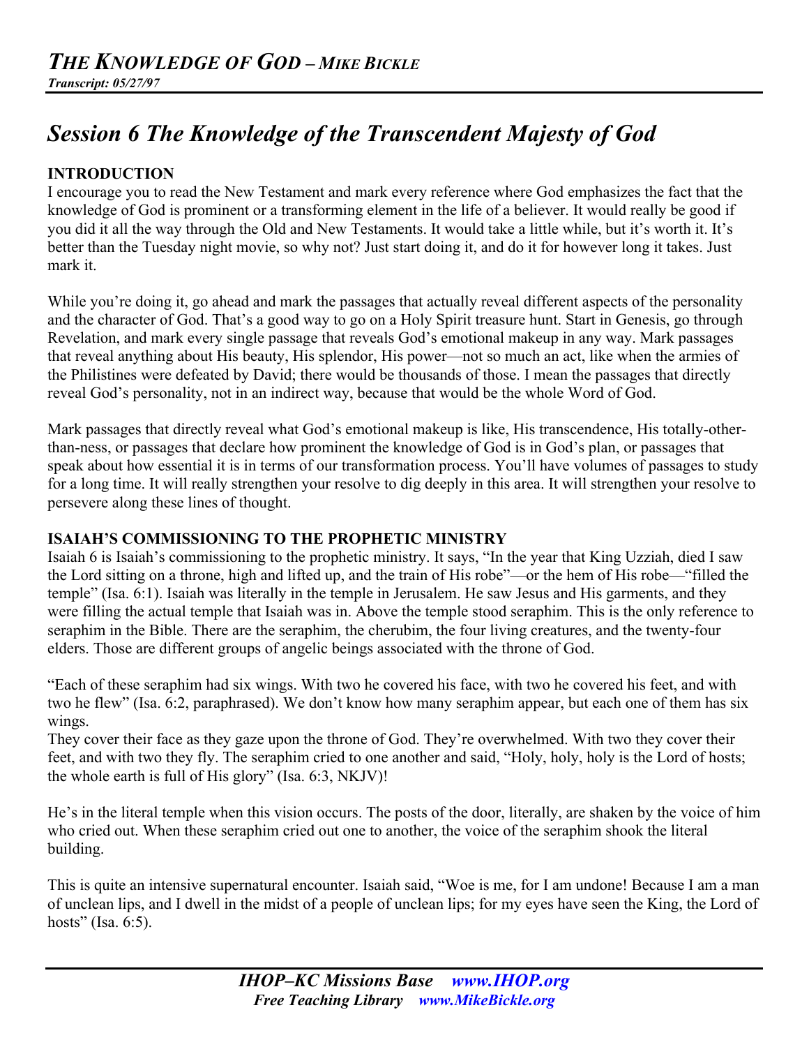# *The Knowledge of God – Mike Bickle*

***Transcript: 05/27/97***

## *Session 6 The Knowledge of the Transcendent Majesty of God*

### INTRODUCTION

I encourage you to read the New Testament and mark every reference where God emphasizes the fact that the knowledge of God is prominent or a transforming element in the life of a believer. It would really be good if you did it all the way through the Old and New Testaments. It would take a little while, but it's worth it. It's better than the Tuesday night movie, so why not? Just start doing it, and do it for however long it takes. Just mark it.

While you're doing it, go ahead and mark the passages that actually reveal different aspects of the personality and the character of God. That's a good way to go on a Holy Spirit treasure hunt. Start in Genesis, go through Revelation, and mark every single passage that reveals God's emotional makeup in any way. Mark passages that reveal anything about His beauty, His splendor, His power—not so much an act, like when the armies of the Philistines were defeated by David; there would be thousands of those. I mean the passages that directly reveal God's personality, not in an indirect way, because that would be the whole Word of God.

Mark passages that directly reveal what God's emotional makeup is like, His transcendence, His totally-other-than-ness, or passages that declare how prominent the knowledge of God is in God's plan, or passages that speak about how essential it is in terms of our transformation process. You'll have volumes of passages to study for a long time. It will really strengthen your resolve to dig deeply in this area. It will strengthen your resolve to persevere along these lines of thought.

### ISAIAH'S COMMISSIONING TO THE PROPHETIC MINISTRY

Isaiah 6 is Isaiah's commissioning to the prophetic ministry. It says, "In the year that King Uzziah, died I saw the Lord sitting on a throne, high and lifted up, and the train of His robe"—or the hem of His robe—"filled the temple" (Isa. 6:1). Isaiah was literally in the temple in Jerusalem. He saw Jesus and His garments, and they were filling the actual temple that Isaiah was in. Above the temple stood seraphim. This is the only reference to seraphim in the Bible. There are the seraphim, the cherubim, the four living creatures, and the twenty-four elders. Those are different groups of angelic beings associated with the throne of God.

"Each of these seraphim had six wings. With two he covered his face, with two he covered his feet, and with two he flew" (Isa. 6:2, paraphrased). We don't know how many seraphim appear, but each one of them has six wings.

They cover their face as they gaze upon the throne of God. They're overwhelmed. With two they cover their feet, and with two they fly. The seraphim cried to one another and said, "Holy, holy, holy is the Lord of hosts; the whole earth is full of His glory" (Isa. 6:3, NKJV)!

He's in the literal temple when this vision occurs. The posts of the door, literally, are shaken by the voice of him who cried out. When these seraphim cried out one to another, the voice of the seraphim shook the literal building.

This is quite an intensive supernatural encounter. Isaiah said, "Woe is me, for I am undone! Because I am a man of unclean lips, and I dwell in the midst of a people of unclean lips; for my eyes have seen the King, the Lord of hosts" (Isa. 6:5).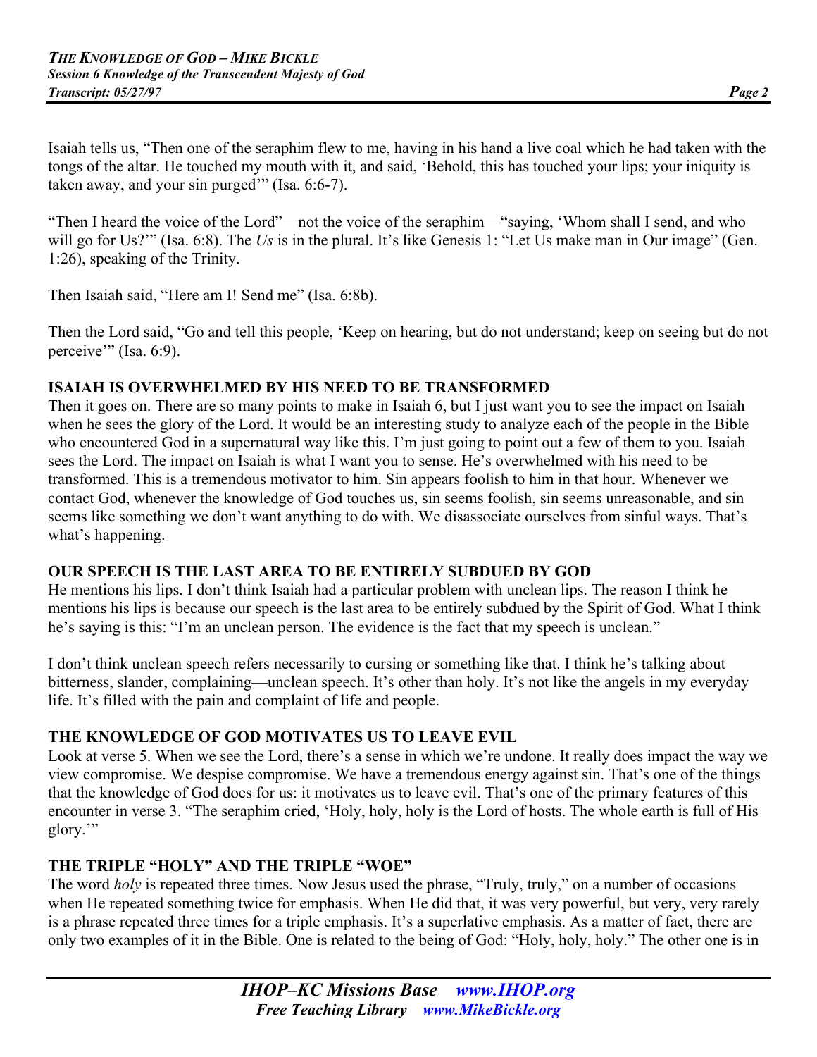Isaiah tells us, “Then one of the seraphim flew to me, having in his hand a live coal which he had taken with the tongs of the altar. He touched my mouth with it, and said, ‘Behold, this has touched your lips; your iniquity is taken away, and your sin purged’” (Isa. 6:6-7).

“Then I heard the voice of the Lord”—not the voice of the seraphim—“saying, ‘Whom shall I send, and who will go for Us?’” (Isa. 6:8). The *Us* is in the plural. It’s like Genesis 1: “Let Us make man in Our image” (Gen. 1:26), speaking of the Trinity.

Then Isaiah said, “Here am I! Send me” (Isa. 6:8b).

Then the Lord said, “Go and tell this people, ‘Keep on hearing, but do not understand; keep on seeing but do not perceive’” (Isa. 6:9).

**ISAIAH IS OVERWHELMED BY HIS NEED TO BE TRANSFORMED**

Then it goes on. There are so many points to make in Isaiah 6, but I just want you to see the impact on Isaiah when he sees the glory of the Lord. It would be an interesting study to analyze each of the people in the Bible who encountered God in a supernatural way like this. I’m just going to point out a few of them to you. Isaiah sees the Lord. The impact on Isaiah is what I want you to sense. He’s overwhelmed with his need to be transformed. This is a tremendous motivator to him. Sin appears foolish to him in that hour. Whenever we contact God, whenever the knowledge of God touches us, sin seems foolish, sin seems unreasonable, and sin seems like something we don’t want anything to do with. We disassociate ourselves from sinful ways. That’s what’s happening.

**OUR SPEECH IS THE LAST AREA TO BE ENTIRELY SUBDUED BY GOD**

He mentions his lips. I don’t think Isaiah had a particular problem with unclean lips. The reason I think he mentions his lips is because our speech is the last area to be entirely subdued by the Spirit of God. What I think he’s saying is this: “I’m an unclean person. The evidence is the fact that my speech is unclean.”

I don’t think unclean speech refers necessarily to cursing or something like that. I think he’s talking about bitterness, slander, complaining—unclean speech. It’s other than holy. It’s not like the angels in my everyday life. It’s filled with the pain and complaint of life and people.

**THE KNOWLEDGE OF GOD MOTIVATES US TO LEAVE EVIL**

Look at verse 5. When we see the Lord, there’s a sense in which we’re undone. It really does impact the way we view compromise. We despise compromise. We have a tremendous energy against sin. That’s one of the things that the knowledge of God does for us: it motivates us to leave evil. That’s one of the primary features of this encounter in verse 3. “The seraphim cried, ‘Holy, holy, holy is the Lord of hosts. The whole earth is full of His glory.’”

**THE TRIPLE “HOLY” AND THE TRIPLE “WOE”**

The word *holy* is repeated three times. Now Jesus used the phrase, “Truly, truly,” on a number of occasions when He repeated something twice for emphasis. When He did that, it was very powerful, but very, very rarely is a phrase repeated three times for a triple emphasis. It’s a superlative emphasis. As a matter of fact, there are only two examples of it in the Bible. One is related to the being of God: “Holy, holy, holy.” The other one is in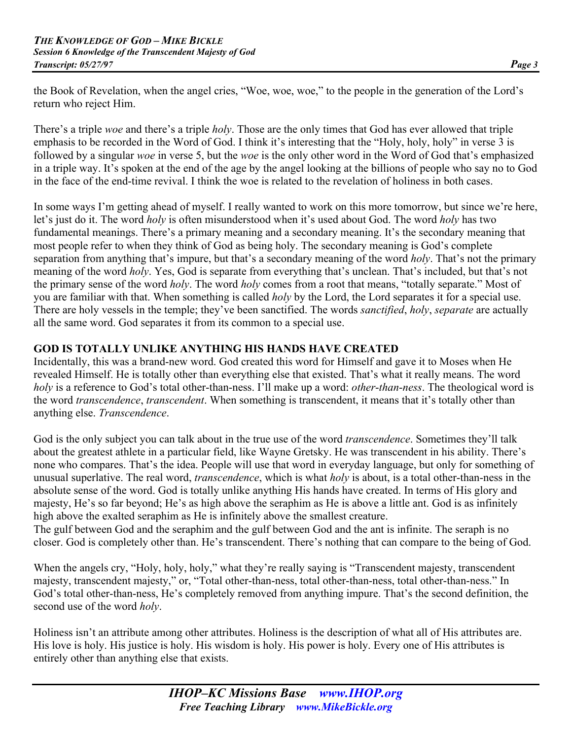the Book of Revelation, when the angel cries, "Woe, woe, woe," to the people in the generation of the Lord's return who reject Him.

There's a triple *woe* and there's a triple *holy*. Those are the only times that God has ever allowed that triple emphasis to be recorded in the Word of God. I think it's interesting that the "Holy, holy, holy" in verse 3 is followed by a singular *woe* in verse 5, but the *woe* is the only other word in the Word of God that's emphasized in a triple way. It's spoken at the end of the age by the angel looking at the billions of people who say no to God in the face of the end-time revival. I think the woe is related to the revelation of holiness in both cases.

In some ways I'm getting ahead of myself. I really wanted to work on this more tomorrow, but since we're here, let's just do it. The word *holy* is often misunderstood when it's used about God. The word *holy* has two fundamental meanings. There's a primary meaning and a secondary meaning. It's the secondary meaning that most people refer to when they think of God as being holy. The secondary meaning is God's complete separation from anything that's impure, but that's a secondary meaning of the word *holy*. That's not the primary meaning of the word *holy*. Yes, God is separate from everything that's unclean. That's included, but that's not the primary sense of the word *holy*. The word *holy* comes from a root that means, "totally separate." Most of you are familiar with that. When something is called *holy* by the Lord, the Lord separates it for a special use. There are holy vessels in the temple; they've been sanctified. The words *sanctified*, *holy*, *separate* are actually all the same word. God separates it from its common to a special use.

**GOD IS TOTALLY UNLIKE ANYTHING HIS HANDS HAVE CREATED**

Incidentally, this was a brand-new word. God created this word for Himself and gave it to Moses when He revealed Himself. He is totally other than everything else that existed. That's what it really means. The word *holy* is a reference to God's total other-than-ness. I'll make up a word: *other-than-ness*. The theological word is the word *transcendence*, *transcendent*. When something is transcendent, it means that it's totally other than anything else. *Transcendence*.

God is the only subject you can talk about in the true use of the word *transcendence*. Sometimes they'll talk about the greatest athlete in a particular field, like Wayne Gretsky. He was transcendent in his ability. There's none who compares. That's the idea. People will use that word in everyday language, but only for something of unusual superlative. The real word, *transcendence*, which is what *holy* is about, is a total other-than-ness in the absolute sense of the word. God is totally unlike anything His hands have created. In terms of His glory and majesty, He's so far beyond; He's as high above the seraphim as He is above a little ant. God is as infinitely high above the exalted seraphim as He is infinitely above the smallest creature.
The gulf between God and the seraphim and the gulf between God and the ant is infinite. The seraph is no closer. God is completely other than. He's transcendent. There's nothing that can compare to the being of God.

When the angels cry, "Holy, holy, holy," what they're really saying is "Transcendent majesty, transcendent majesty, transcendent majesty," or, "Total other-than-ness, total other-than-ness, total other-than-ness." In God's total other-than-ness, He's completely removed from anything impure. That's the second definition, the second use of the word *holy*.

Holiness isn't an attribute among other attributes. Holiness is the description of what all of His attributes are. His love is holy. His justice is holy. His wisdom is holy. His power is holy. Every one of His attributes is entirely other than anything else that exists.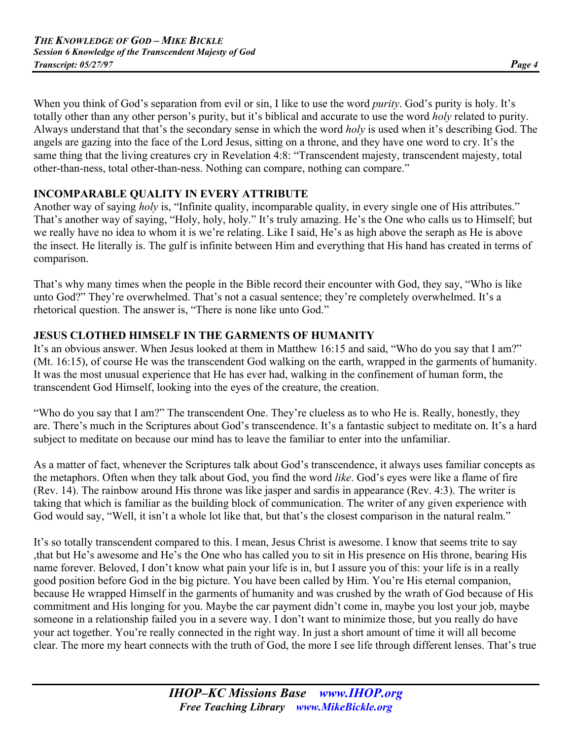When you think of God's separation from evil or sin, I like to use the word *purity*. God's purity is holy. It's totally other than any other person's purity, but it's biblical and accurate to use the word *holy* related to purity. Always understand that that's the secondary sense in which the word *holy* is used when it's describing God. The angels are gazing into the face of the Lord Jesus, sitting on a throne, and they have one word to cry. It's the same thing that the living creatures cry in Revelation 4:8: "Transcendent majesty, transcendent majesty, total other-than-ness, total other-than-ness. Nothing can compare, nothing can compare."

## INCOMPARABLE QUALITY IN EVERY ATTRIBUTE

Another way of saying *holy* is, "Infinite quality, incomparable quality, in every single one of His attributes." That's another way of saying, "Holy, holy, holy." It's truly amazing. He's the One who calls us to Himself; but we really have no idea to whom it is we're relating. Like I said, He's as high above the seraph as He is above the insect. He literally is. The gulf is infinite between Him and everything that His hand has created in terms of comparison.

That's why many times when the people in the Bible record their encounter with God, they say, "Who is like unto God?" They're overwhelmed. That's not a casual sentence; they're completely overwhelmed. It's a rhetorical question. The answer is, "There is none like unto God."

## JESUS CLOTHED HIMSELF IN THE GARMENTS OF HUMANITY

It's an obvious answer. When Jesus looked at them in Matthew 16:15 and said, "Who do you say that I am?" (Mt. 16:15), of course He was the transcendent God walking on the earth, wrapped in the garments of humanity. It was the most unusual experience that He has ever had, walking in the confinement of human form, the transcendent God Himself, looking into the eyes of the creature, the creation.

"Who do you say that I am?" The transcendent One. They're clueless as to who He is. Really, honestly, they are. There's much in the Scriptures about God's transcendence. It's a fantastic subject to meditate on. It's a hard subject to meditate on because our mind has to leave the familiar to enter into the unfamiliar.

As a matter of fact, whenever the Scriptures talk about God's transcendence, it always uses familiar concepts as the metaphors. Often when they talk about God, you find the word *like*. God's eyes were like a flame of fire (Rev. 14). The rainbow around His throne was like jasper and sardis in appearance (Rev. 4:3). The writer is taking that which is familiar as the building block of communication. The writer of any given experience with God would say, "Well, it isn't a whole lot like that, but that's the closest comparison in the natural realm."

It's so totally transcendent compared to this. I mean, Jesus Christ is awesome. I know that seems trite to say ,that but He's awesome and He's the One who has called you to sit in His presence on His throne, bearing His name forever. Beloved, I don't know what pain your life is in, but I assure you of this: your life is in a really good position before God in the big picture. You have been called by Him. You're His eternal companion, because He wrapped Himself in the garments of humanity and was crushed by the wrath of God because of His commitment and His longing for you. Maybe the car payment didn't come in, maybe you lost your job, maybe someone in a relationship failed you in a severe way. I don't want to minimize those, but you really do have your act together. You're really connected in the right way. In just a short amount of time it will all become clear. The more my heart connects with the truth of God, the more I see life through different lenses. That's true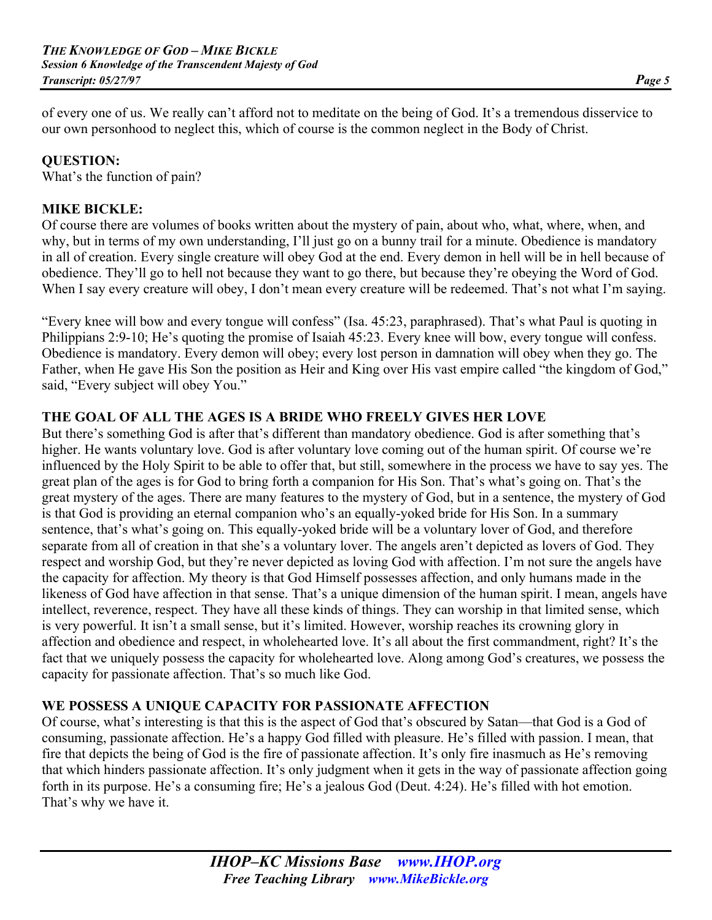of every one of us. We really can't afford not to meditate on the being of God. It's a tremendous disservice to our own personhood to neglect this, which of course is the common neglect in the Body of Christ.

**QUESTION:**
What's the function of pain?

**MIKE BICKLE:**
Of course there are volumes of books written about the mystery of pain, about who, what, where, when, and why, but in terms of my own understanding, I'll just go on a bunny trail for a minute. Obedience is mandatory in all of creation. Every single creature will obey God at the end. Every demon in hell will be in hell because of obedience. They'll go to hell not because they want to go there, but because they're obeying the Word of God. When I say every creature will obey, I don't mean every creature will be redeemed. That's not what I'm saying.

"Every knee will bow and every tongue will confess" (Isa. 45:23, paraphrased). That's what Paul is quoting in Philippians 2:9-10; He's quoting the promise of Isaiah 45:23. Every knee will bow, every tongue will confess. Obedience is mandatory. Every demon will obey; every lost person in damnation will obey when they go. The Father, when He gave His Son the position as Heir and King over His vast empire called "the kingdom of God," said, "Every subject will obey You."

## THE GOAL OF ALL THE AGES IS A BRIDE WHO FREELY GIVES HER LOVE

But there's something God is after that's different than mandatory obedience. God is after something that's higher. He wants voluntary love. God is after voluntary love coming out of the human spirit. Of course we're influenced by the Holy Spirit to be able to offer that, but still, somewhere in the process we have to say yes. The great plan of the ages is for God to bring forth a companion for His Son. That's what's going on. That's the great mystery of the ages. There are many features to the mystery of God, but in a sentence, the mystery of God is that God is providing an eternal companion who's an equally-yoked bride for His Son. In a summary sentence, that's what's going on. This equally-yoked bride will be a voluntary lover of God, and therefore separate from all of creation in that she's a voluntary lover. The angels aren't depicted as lovers of God. They respect and worship God, but they're never depicted as loving God with affection. I'm not sure the angels have the capacity for affection. My theory is that God Himself possesses affection, and only humans made in the likeness of God have affection in that sense. That's a unique dimension of the human spirit. I mean, angels have intellect, reverence, respect. They have all these kinds of things. They can worship in that limited sense, which is very powerful. It isn't a small sense, but it's limited. However, worship reaches its crowning glory in affection and obedience and respect, in wholehearted love. It's all about the first commandment, right? It's the fact that we uniquely possess the capacity for wholehearted love. Along among God's creatures, we possess the capacity for passionate affection. That's so much like God.

## WE POSSESS A UNIQUE CAPACITY FOR PASSIONATE AFFECTION

Of course, what's interesting is that this is the aspect of God that's obscured by Satan—that God is a God of consuming, passionate affection. He's a happy God filled with pleasure. He's filled with passion. I mean, that fire that depicts the being of God is the fire of passionate affection. It's only fire inasmuch as He's removing that which hinders passionate affection. It's only judgment when it gets in the way of passionate affection going forth in its purpose. He's a consuming fire; He's a jealous God (Deut. 4:24). He's filled with hot emotion. That's why we have it.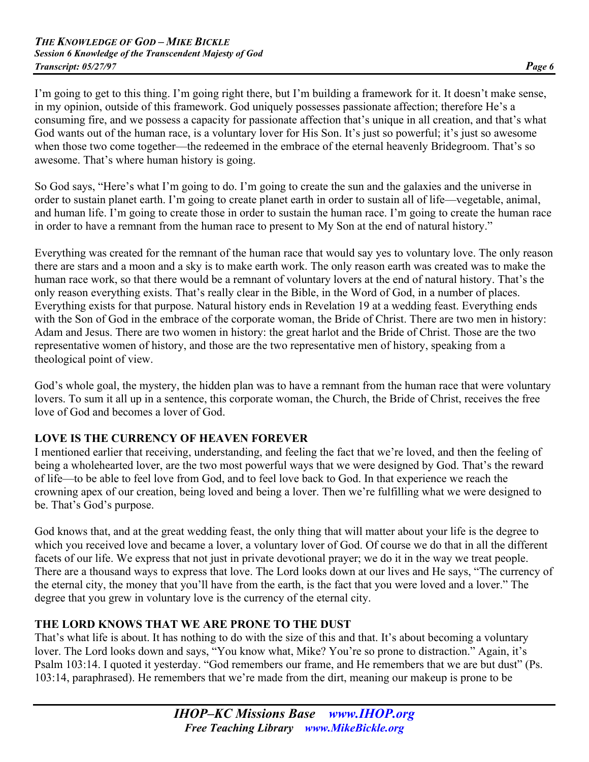I'm going to get to this thing. I'm going right there, but I'm building a framework for it. It doesn't make sense, in my opinion, outside of this framework. God uniquely possesses passionate affection; therefore He's a consuming fire, and we possess a capacity for passionate affection that's unique in all creation, and that's what God wants out of the human race, is a voluntary lover for His Son. It's just so powerful; it's just so awesome when those two come together—the redeemed in the embrace of the eternal heavenly Bridegroom. That's so awesome. That's where human history is going.

So God says, "Here's what I'm going to do. I'm going to create the sun and the galaxies and the universe in order to sustain planet earth. I'm going to create planet earth in order to sustain all of life—vegetable, animal, and human life. I'm going to create those in order to sustain the human race. I'm going to create the human race in order to have a remnant from the human race to present to My Son at the end of natural history."

Everything was created for the remnant of the human race that would say yes to voluntary love. The only reason there are stars and a moon and a sky is to make earth work. The only reason earth was created was to make the human race work, so that there would be a remnant of voluntary lovers at the end of natural history. That's the only reason everything exists. That's really clear in the Bible, in the Word of God, in a number of places. Everything exists for that purpose. Natural history ends in Revelation 19 at a wedding feast. Everything ends with the Son of God in the embrace of the corporate woman, the Bride of Christ. There are two men in history: Adam and Jesus. There are two women in history: the great harlot and the Bride of Christ. Those are the two representative women of history, and those are the two representative men of history, speaking from a theological point of view.

God's whole goal, the mystery, the hidden plan was to have a remnant from the human race that were voluntary lovers. To sum it all up in a sentence, this corporate woman, the Church, the Bride of Christ, receives the free love of God and becomes a lover of God.

**LOVE IS THE CURRENCY OF HEAVEN FOREVER**

I mentioned earlier that receiving, understanding, and feeling the fact that we're loved, and then the feeling of being a wholehearted lover, are the two most powerful ways that we were designed by God. That's the reward of life—to be able to feel love from God, and to feel love back to God. In that experience we reach the crowning apex of our creation, being loved and being a lover. Then we're fulfilling what we were designed to be. That's God's purpose.

God knows that, and at the great wedding feast, the only thing that will matter about your life is the degree to which you received love and became a lover, a voluntary lover of God. Of course we do that in all the different facets of our life. We express that not just in private devotional prayer; we do it in the way we treat people. There are a thousand ways to express that love. The Lord looks down at our lives and He says, "The currency of the eternal city, the money that you'll have from the earth, is the fact that you were loved and a lover." The degree that you grew in voluntary love is the currency of the eternal city.

**THE LORD KNOWS THAT WE ARE PRONE TO THE DUST**

That's what life is about. It has nothing to do with the size of this and that. It's about becoming a voluntary lover. The Lord looks down and says, "You know what, Mike? You're so prone to distraction." Again, it's Psalm 103:14. I quoted it yesterday. "God remembers our frame, and He remembers that we are but dust" (Ps. 103:14, paraphrased). He remembers that we're made from the dirt, meaning our makeup is prone to be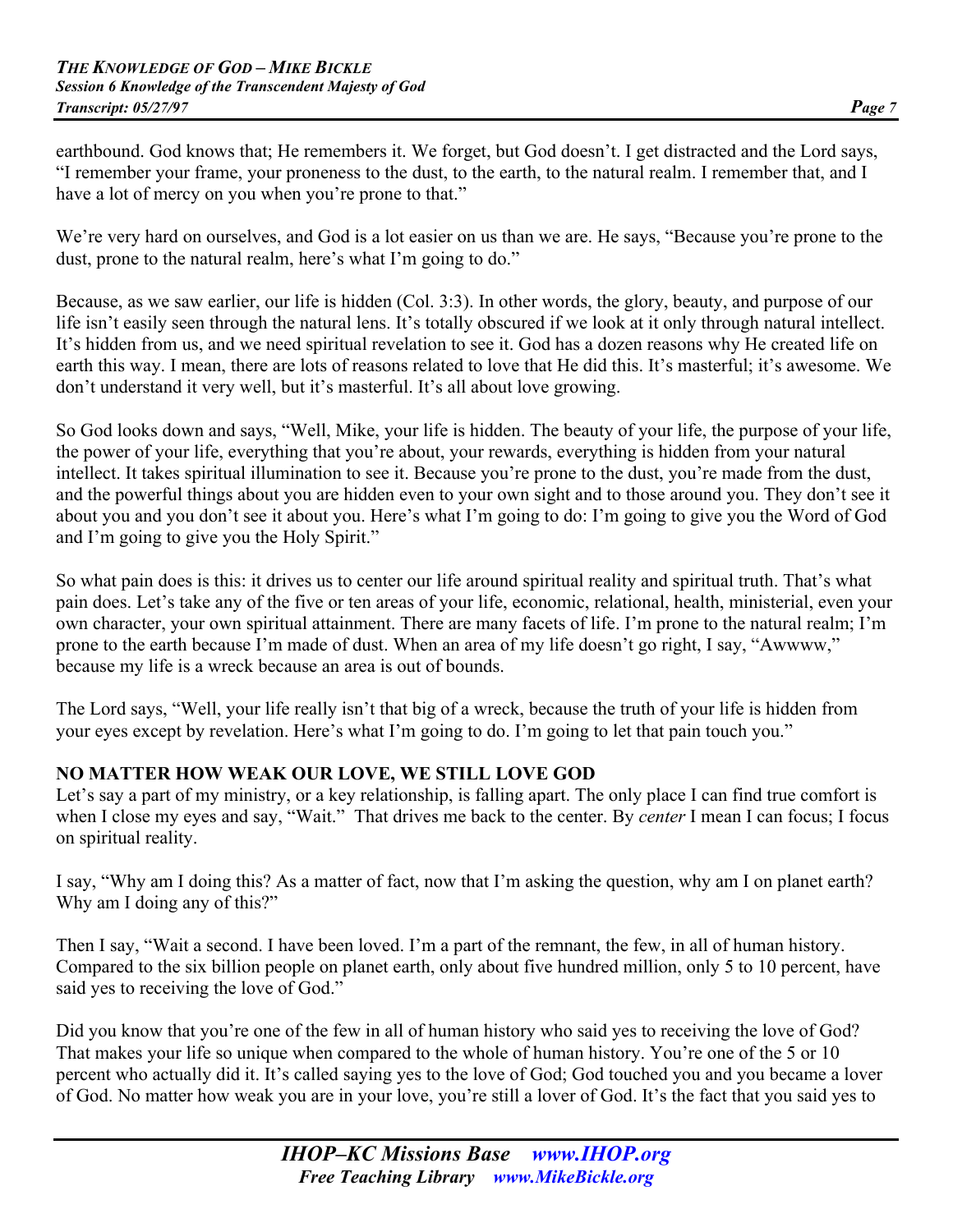earthbound. God knows that; He remembers it. We forget, but God doesn't. I get distracted and the Lord says, "I remember your frame, your proneness to the dust, to the earth, to the natural realm. I remember that, and I have a lot of mercy on you when you're prone to that."

We're very hard on ourselves, and God is a lot easier on us than we are. He says, "Because you're prone to the dust, prone to the natural realm, here's what I'm going to do."

Because, as we saw earlier, our life is hidden (Col. 3:3). In other words, the glory, beauty, and purpose of our life isn't easily seen through the natural lens. It's totally obscured if we look at it only through natural intellect. It's hidden from us, and we need spiritual revelation to see it. God has a dozen reasons why He created life on earth this way. I mean, there are lots of reasons related to love that He did this. It's masterful; it's awesome. We don't understand it very well, but it's masterful. It's all about love growing.

So God looks down and says, "Well, Mike, your life is hidden. The beauty of your life, the purpose of your life, the power of your life, everything that you're about, your rewards, everything is hidden from your natural intellect. It takes spiritual illumination to see it. Because you're prone to the dust, you're made from the dust, and the powerful things about you are hidden even to your own sight and to those around you. They don't see it about you and you don't see it about you. Here's what I'm going to do: I'm going to give you the Word of God and I'm going to give you the Holy Spirit."

So what pain does is this: it drives us to center our life around spiritual reality and spiritual truth. That's what pain does. Let's take any of the five or ten areas of your life, economic, relational, health, ministerial, even your own character, your own spiritual attainment. There are many facets of life. I'm prone to the natural realm; I'm prone to the earth because I'm made of dust. When an area of my life doesn't go right, I say, "Awwww," because my life is a wreck because an area is out of bounds.

The Lord says, "Well, your life really isn't that big of a wreck, because the truth of your life is hidden from your eyes except by revelation. Here's what I'm going to do. I'm going to let that pain touch you."

**NO MATTER HOW WEAK OUR LOVE, WE STILL LOVE GOD**

Let's say a part of my ministry, or a key relationship, is falling apart. The only place I can find true comfort is when I close my eyes and say, "Wait." That drives me back to the center. By *center* I mean I can focus; I focus on spiritual reality.

I say, "Why am I doing this? As a matter of fact, now that I'm asking the question, why am I on planet earth? Why am I doing any of this?"

Then I say, "Wait a second. I have been loved. I'm a part of the remnant, the few, in all of human history. Compared to the six billion people on planet earth, only about five hundred million, only 5 to 10 percent, have said yes to receiving the love of God."

Did you know that you're one of the few in all of human history who said yes to receiving the love of God? That makes your life so unique when compared to the whole of human history. You're one of the 5 or 10 percent who actually did it. It's called saying yes to the love of God; God touched you and you became a lover of God. No matter how weak you are in your love, you're still a lover of God. It's the fact that you said yes to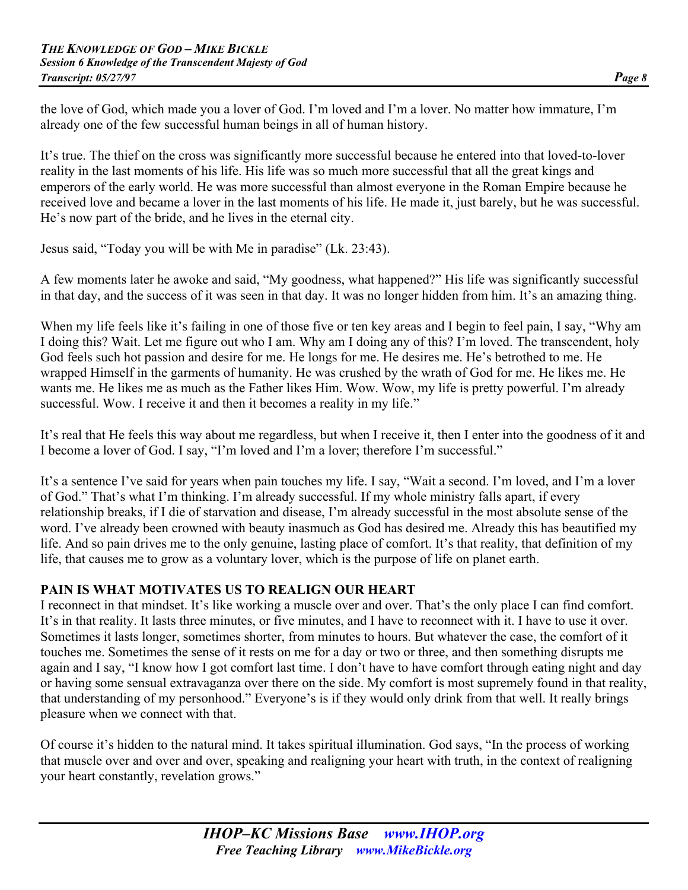the love of God, which made you a lover of God. I'm loved and I'm a lover. No matter how immature, I'm already one of the few successful human beings in all of human history.

It's true. The thief on the cross was significantly more successful because he entered into that loved-to-lover reality in the last moments of his life. His life was so much more successful that all the great kings and emperors of the early world. He was more successful than almost everyone in the Roman Empire because he received love and became a lover in the last moments of his life. He made it, just barely, but he was successful. He's now part of the bride, and he lives in the eternal city.

Jesus said, "Today you will be with Me in paradise" (Lk. 23:43).

A few moments later he awoke and said, "My goodness, what happened?" His life was significantly successful in that day, and the success of it was seen in that day. It was no longer hidden from him. It's an amazing thing.

When my life feels like it's failing in one of those five or ten key areas and I begin to feel pain, I say, "Why am I doing this? Wait. Let me figure out who I am. Why am I doing any of this? I'm loved. The transcendent, holy God feels such hot passion and desire for me. He longs for me. He desires me. He's betrothed to me. He wrapped Himself in the garments of humanity. He was crushed by the wrath of God for me. He likes me. He wants me. He likes me as much as the Father likes Him. Wow. Wow, my life is pretty powerful. I'm already successful. Wow. I receive it and then it becomes a reality in my life."

It's real that He feels this way about me regardless, but when I receive it, then I enter into the goodness of it and I become a lover of God. I say, "I'm loved and I'm a lover; therefore I'm successful."

It's a sentence I've said for years when pain touches my life. I say, "Wait a second. I'm loved, and I'm a lover of God." That's what I'm thinking. I'm already successful. If my whole ministry falls apart, if every relationship breaks, if I die of starvation and disease, I'm already successful in the most absolute sense of the word. I've already been crowned with beauty inasmuch as God has desired me. Already this has beautified my life. And so pain drives me to the only genuine, lasting place of comfort. It's that reality, that definition of my life, that causes me to grow as a voluntary lover, which is the purpose of life on planet earth.

**PAIN IS WHAT MOTIVATES US TO REALIGN OUR HEART**

I reconnect in that mindset. It's like working a muscle over and over. That's the only place I can find comfort. It's in that reality. It lasts three minutes, or five minutes, and I have to reconnect with it. I have to use it over. Sometimes it lasts longer, sometimes shorter, from minutes to hours. But whatever the case, the comfort of it touches me. Sometimes the sense of it rests on me for a day or two or three, and then something disrupts me again and I say, "I know how I got comfort last time. I don't have to have comfort through eating night and day or having some sensual extravaganza over there on the side. My comfort is most supremely found in that reality, that understanding of my personhood." Everyone's is if they would only drink from that well. It really brings pleasure when we connect with that.

Of course it's hidden to the natural mind. It takes spiritual illumination. God says, "In the process of working that muscle over and over and over, speaking and realigning your heart with truth, in the context of realigning your heart constantly, revelation grows."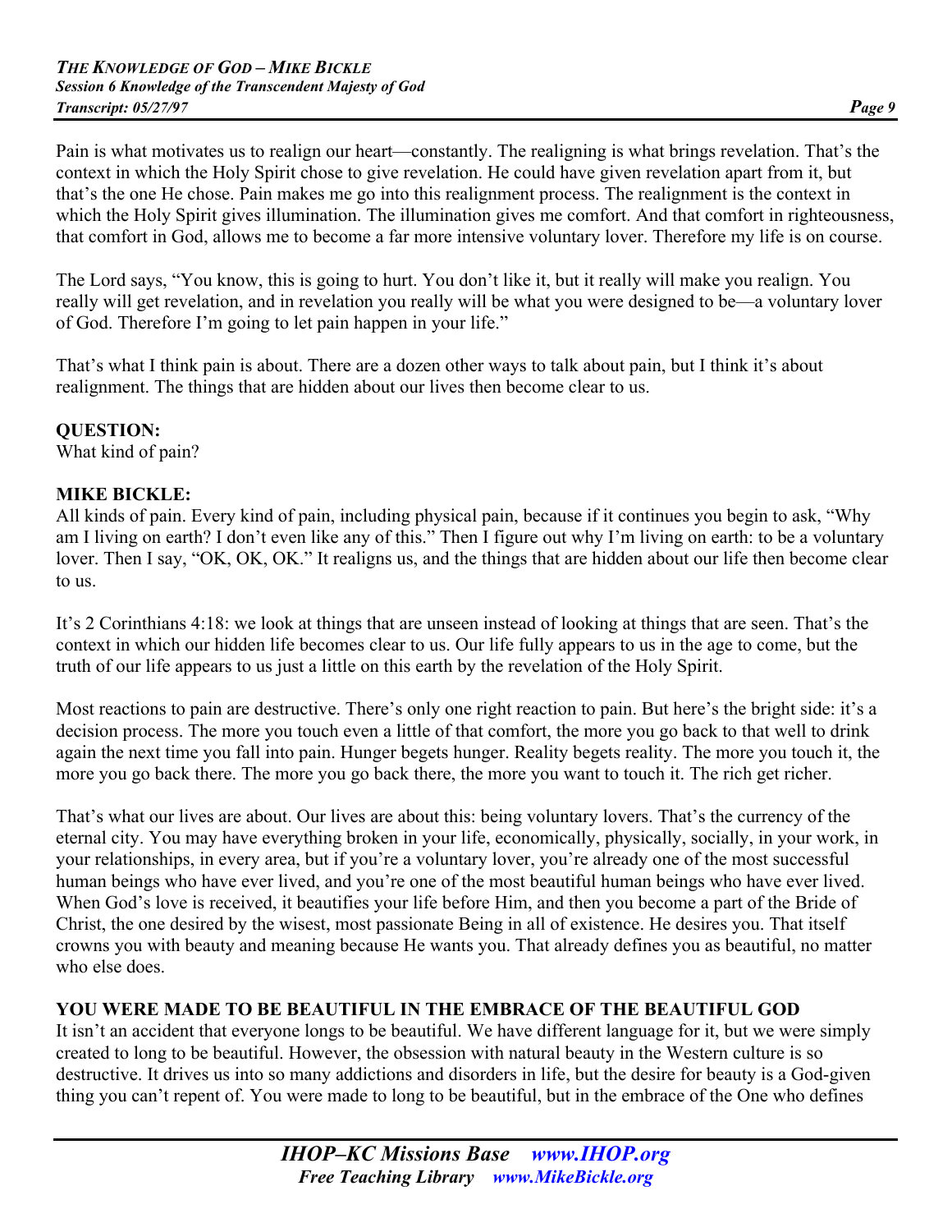Pain is what motivates us to realign our heart—constantly. The realigning is what brings revelation. That's the context in which the Holy Spirit chose to give revelation. He could have given revelation apart from it, but that's the one He chose. Pain makes me go into this realignment process. The realignment is the context in which the Holy Spirit gives illumination. The illumination gives me comfort. And that comfort in righteousness, that comfort in God, allows me to become a far more intensive voluntary lover. Therefore my life is on course.

The Lord says, "You know, this is going to hurt. You don't like it, but it really will make you realign. You really will get revelation, and in revelation you really will be what you were designed to be—a voluntary lover of God. Therefore I'm going to let pain happen in your life."

That's what I think pain is about. There are a dozen other ways to talk about pain, but I think it's about realignment. The things that are hidden about our lives then become clear to us.

**QUESTION:**
What kind of pain?

**MIKE BICKLE:**
All kinds of pain. Every kind of pain, including physical pain, because if it continues you begin to ask, "Why am I living on earth? I don't even like any of this." Then I figure out why I'm living on earth: to be a voluntary lover. Then I say, "OK, OK, OK." It realigns us, and the things that are hidden about our life then become clear to us.

It's 2 Corinthians 4:18: we look at things that are unseen instead of looking at things that are seen. That's the context in which our hidden life becomes clear to us. Our life fully appears to us in the age to come, but the truth of our life appears to us just a little on this earth by the revelation of the Holy Spirit.

Most reactions to pain are destructive. There's only one right reaction to pain. But here's the bright side: it's a decision process. The more you touch even a little of that comfort, the more you go back to that well to drink again the next time you fall into pain. Hunger begets hunger. Reality begets reality. The more you touch it, the more you go back there. The more you go back there, the more you want to touch it. The rich get richer.

That's what our lives are about. Our lives are about this: being voluntary lovers. That's the currency of the eternal city. You may have everything broken in your life, economically, physically, socially, in your work, in your relationships, in every area, but if you're a voluntary lover, you're already one of the most successful human beings who have ever lived, and you're one of the most beautiful human beings who have ever lived. When God's love is received, it beautifies your life before Him, and then you become a part of the Bride of Christ, the one desired by the wisest, most passionate Being in all of existence. He desires you. That itself crowns you with beauty and meaning because He wants you. That already defines you as beautiful, no matter who else does.

**YOU WERE MADE TO BE BEAUTIFUL IN THE EMBRACE OF THE BEAUTIFUL GOD**
It isn't an accident that everyone longs to be beautiful. We have different language for it, but we were simply created to long to be beautiful. However, the obsession with natural beauty in the Western culture is so destructive. It drives us into so many addictions and disorders in life, but the desire for beauty is a God-given thing you can't repent of. You were made to long to be beautiful, but in the embrace of the One who defines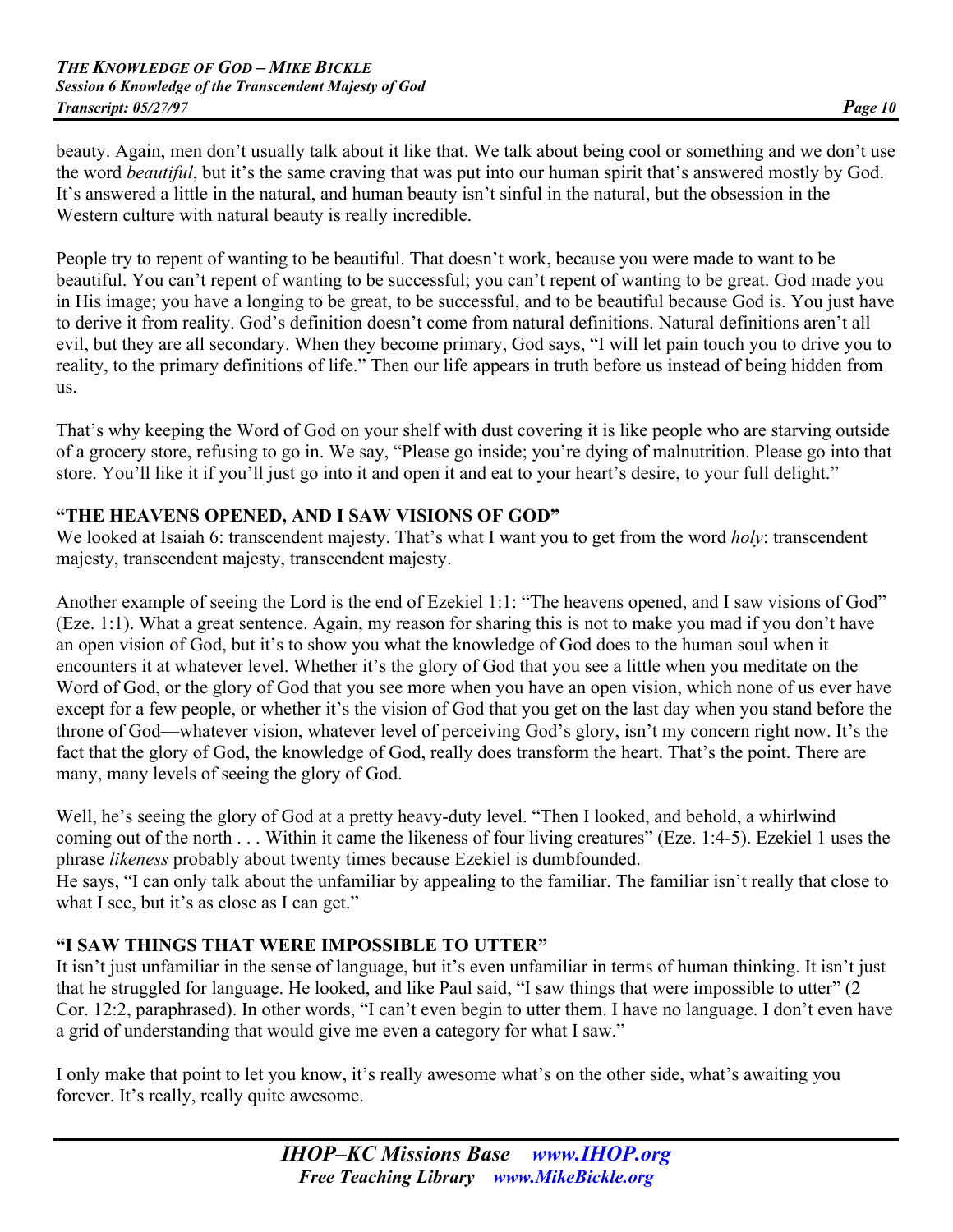beauty. Again, men don't usually talk about it like that. We talk about being cool or something and we don't use the word *beautiful*, but it's the same craving that was put into our human spirit that's answered mostly by God. It's answered a little in the natural, and human beauty isn't sinful in the natural, but the obsession in the Western culture with natural beauty is really incredible.

People try to repent of wanting to be beautiful. That doesn't work, because you were made to want to be beautiful. You can't repent of wanting to be successful; you can't repent of wanting to be great. God made you in His image; you have a longing to be great, to be successful, and to be beautiful because God is. You just have to derive it from reality. God's definition doesn't come from natural definitions. Natural definitions aren't all evil, but they are all secondary. When they become primary, God says, "I will let pain touch you to drive you to reality, to the primary definitions of life." Then our life appears in truth before us instead of being hidden from us.

That's why keeping the Word of God on your shelf with dust covering it is like people who are starving outside of a grocery store, refusing to go in. We say, "Please go inside; you're dying of malnutrition. Please go into that store. You'll like it if you'll just go into it and open it and eat to your heart's desire, to your full delight."

### "THE HEAVENS OPENED, AND I SAW VISIONS OF GOD"

We looked at Isaiah 6: transcendent majesty. That's what I want you to get from the word *holy*: transcendent majesty, transcendent majesty, transcendent majesty.

Another example of seeing the Lord is the end of Ezekiel 1:1: "The heavens opened, and I saw visions of God" (Eze. 1:1). What a great sentence. Again, my reason for sharing this is not to make you mad if you don't have an open vision of God, but it's to show you what the knowledge of God does to the human soul when it encounters it at whatever level. Whether it's the glory of God that you see a little when you meditate on the Word of God, or the glory of God that you see more when you have an open vision, which none of us ever have except for a few people, or whether it's the vision of God that you get on the last day when you stand before the throne of God—whatever vision, whatever level of perceiving God's glory, isn't my concern right now. It's the fact that the glory of God, the knowledge of God, really does transform the heart. That's the point. There are many, many levels of seeing the glory of God.

Well, he's seeing the glory of God at a pretty heavy-duty level. "Then I looked, and behold, a whirlwind coming out of the north . . . Within it came the likeness of four living creatures" (Eze. 1:4-5). Ezekiel 1 uses the phrase *likeness* probably about twenty times because Ezekiel is dumbfounded.
He says, "I can only talk about the unfamiliar by appealing to the familiar. The familiar isn't really that close to what I see, but it's as close as I can get."

### "I SAW THINGS THAT WERE IMPOSSIBLE TO UTTER"

It isn't just unfamiliar in the sense of language, but it's even unfamiliar in terms of human thinking. It isn't just that he struggled for language. He looked, and like Paul said, "I saw things that were impossible to utter" (2 Cor. 12:2, paraphrased). In other words, "I can't even begin to utter them. I have no language. I don't even have a grid of understanding that would give me even a category for what I saw."

I only make that point to let you know, it's really awesome what's on the other side, what's awaiting you forever. It's really, really quite awesome.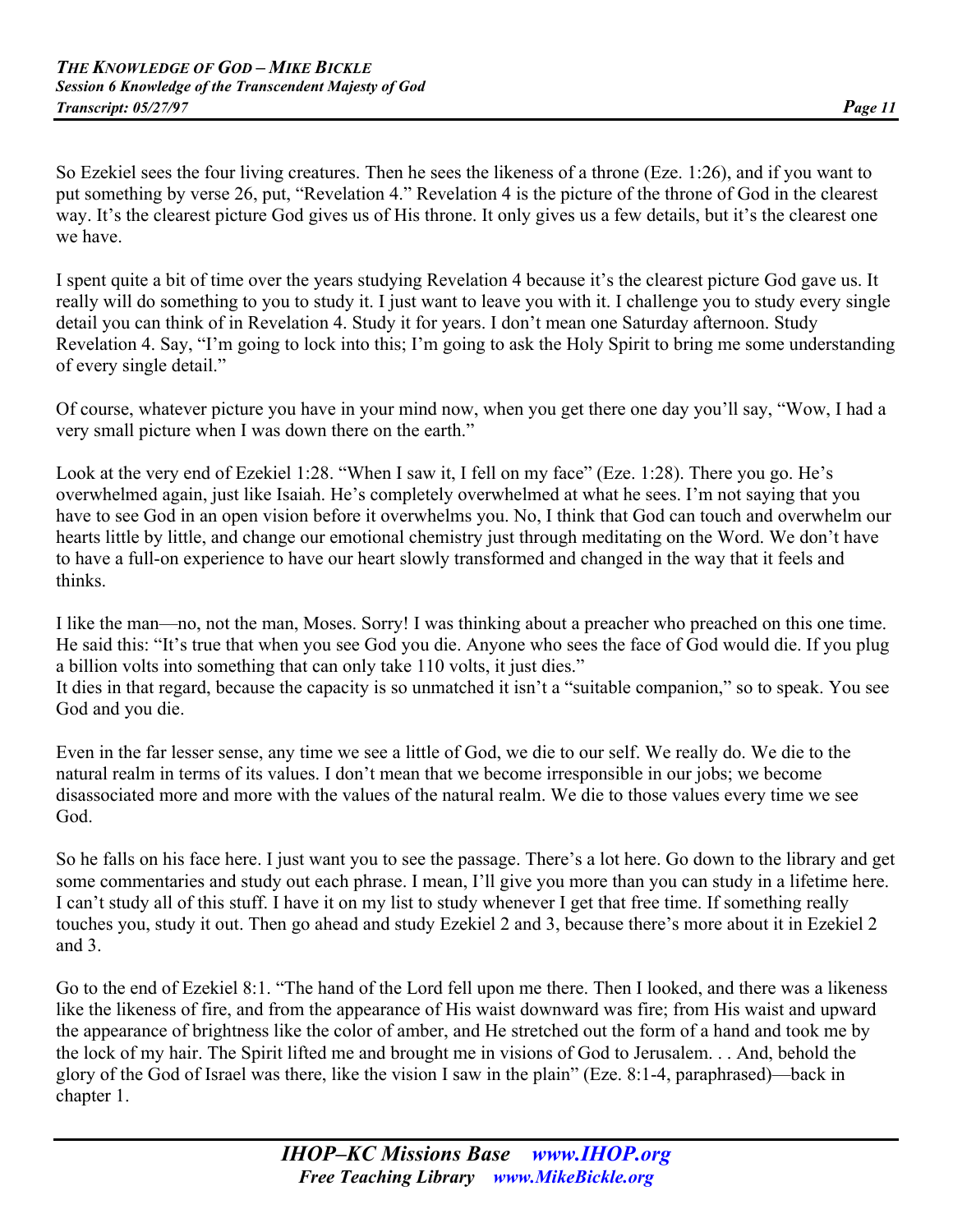So Ezekiel sees the four living creatures. Then he sees the likeness of a throne (Eze. 1:26), and if you want to put something by verse 26, put, "Revelation 4." Revelation 4 is the picture of the throne of God in the clearest way. It's the clearest picture God gives us of His throne. It only gives us a few details, but it's the clearest one we have.

I spent quite a bit of time over the years studying Revelation 4 because it's the clearest picture God gave us. It really will do something to you to study it. I just want to leave you with it. I challenge you to study every single detail you can think of in Revelation 4. Study it for years. I don't mean one Saturday afternoon. Study Revelation 4. Say, "I'm going to lock into this; I'm going to ask the Holy Spirit to bring me some understanding of every single detail."

Of course, whatever picture you have in your mind now, when you get there one day you'll say, "Wow, I had a very small picture when I was down there on the earth."

Look at the very end of Ezekiel 1:28. "When I saw it, I fell on my face" (Eze. 1:28). There you go. He's overwhelmed again, just like Isaiah. He's completely overwhelmed at what he sees. I'm not saying that you have to see God in an open vision before it overwhelms you. No, I think that God can touch and overwhelm our hearts little by little, and change our emotional chemistry just through meditating on the Word. We don't have to have a full-on experience to have our heart slowly transformed and changed in the way that it feels and thinks.

I like the man—no, not the man, Moses. Sorry! I was thinking about a preacher who preached on this one time. He said this: "It's true that when you see God you die. Anyone who sees the face of God would die. If you plug a billion volts into something that can only take 110 volts, it just dies."
It dies in that regard, because the capacity is so unmatched it isn't a "suitable companion," so to speak. You see God and you die.

Even in the far lesser sense, any time we see a little of God, we die to our self. We really do. We die to the natural realm in terms of its values. I don't mean that we become irresponsible in our jobs; we become disassociated more and more with the values of the natural realm. We die to those values every time we see God.

So he falls on his face here. I just want you to see the passage. There's a lot here. Go down to the library and get some commentaries and study out each phrase. I mean, I'll give you more than you can study in a lifetime here. I can't study all of this stuff. I have it on my list to study whenever I get that free time. If something really touches you, study it out. Then go ahead and study Ezekiel 2 and 3, because there's more about it in Ezekiel 2 and 3.

Go to the end of Ezekiel 8:1. "The hand of the Lord fell upon me there. Then I looked, and there was a likeness like the likeness of fire, and from the appearance of His waist downward was fire; from His waist and upward the appearance of brightness like the color of amber, and He stretched out the form of a hand and took me by the lock of my hair. The Spirit lifted me and brought me in visions of God to Jerusalem. . . And, behold the glory of the God of Israel was there, like the vision I saw in the plain" (Eze. 8:1-4, paraphrased)—back in chapter 1.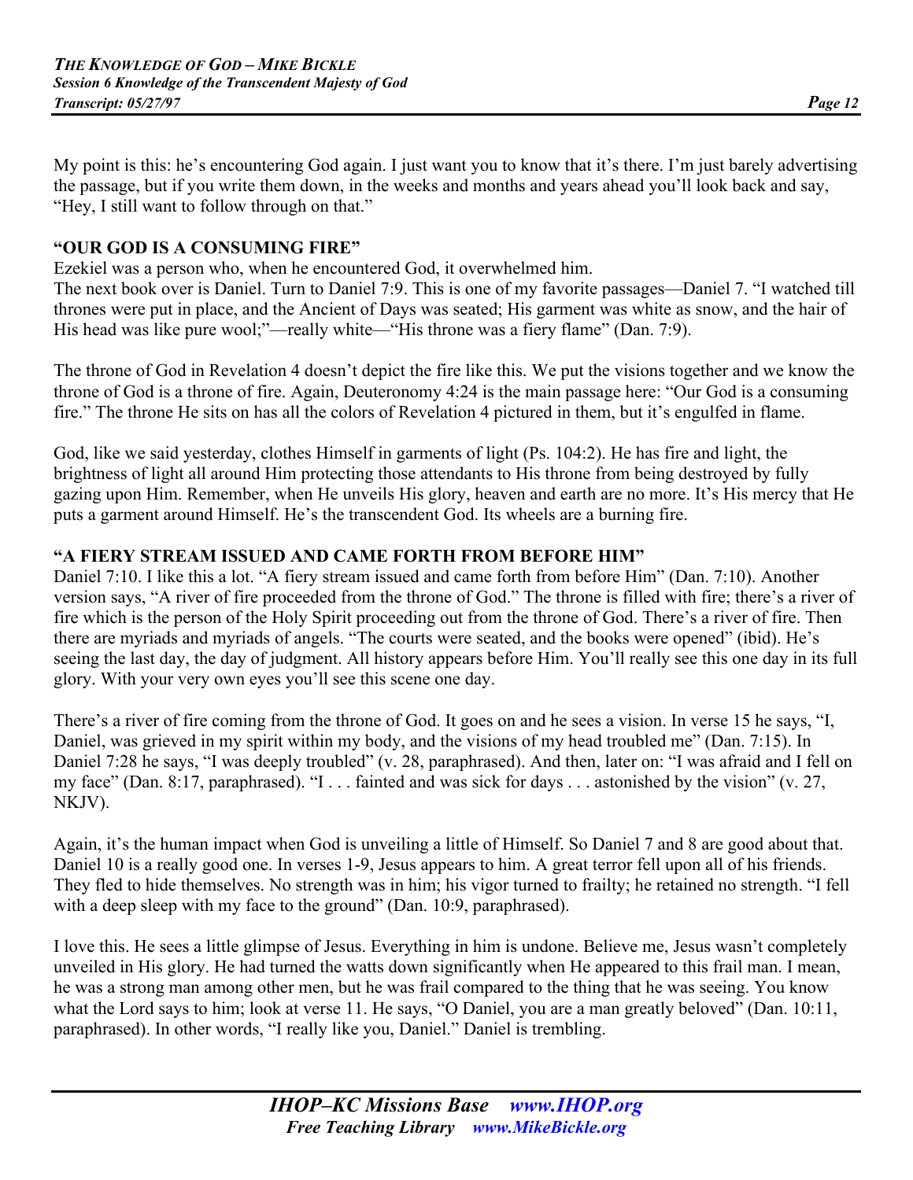My point is this: he's encountering God again. I just want you to know that it's there. I'm just barely advertising the passage, but if you write them down, in the weeks and months and years ahead you'll look back and say, "Hey, I still want to follow through on that."

**"OUR GOD IS A CONSUMING FIRE"**

Ezekiel was a person who, when he encountered God, it overwhelmed him.

The next book over is Daniel. Turn to Daniel 7:9. This is one of my favorite passages—Daniel 7. "I watched till thrones were put in place, and the Ancient of Days was seated; His garment was white as snow, and the hair of His head was like pure wool;"—really white—"His throne was a fiery flame" (Dan. 7:9).

The throne of God in Revelation 4 doesn't depict the fire like this. We put the visions together and we know the throne of God is a throne of fire. Again, Deuteronomy 4:24 is the main passage here: "Our God is a consuming fire." The throne He sits on has all the colors of Revelation 4 pictured in them, but it's engulfed in flame.

God, like we said yesterday, clothes Himself in garments of light (Ps. 104:2). He has fire and light, the brightness of light all around Him protecting those attendants to His throne from being destroyed by fully gazing upon Him. Remember, when He unveils His glory, heaven and earth are no more. It's His mercy that He puts a garment around Himself. He's the transcendent God. Its wheels are a burning fire.

**"A FIERY STREAM ISSUED AND CAME FORTH FROM BEFORE HIM"**

Daniel 7:10. I like this a lot. "A fiery stream issued and came forth from before Him" (Dan. 7:10). Another version says, "A river of fire proceeded from the throne of God." The throne is filled with fire; there's a river of fire which is the person of the Holy Spirit proceeding out from the throne of God. There's a river of fire. Then there are myriads and myriads of angels. "The courts were seated, and the books were opened" (ibid). He's seeing the last day, the day of judgment. All history appears before Him. You'll really see this one day in its full glory. With your very own eyes you'll see this scene one day.

There's a river of fire coming from the throne of God. It goes on and he sees a vision. In verse 15 he says, "I, Daniel, was grieved in my spirit within my body, and the visions of my head troubled me" (Dan. 7:15). In Daniel 7:28 he says, "I was deeply troubled" (v. 28, paraphrased). And then, later on: "I was afraid and I fell on my face" (Dan. 8:17, paraphrased). "I . . . fainted and was sick for days . . . astonished by the vision" (v. 27, NKJV).

Again, it's the human impact when God is unveiling a little of Himself. So Daniel 7 and 8 are good about that. Daniel 10 is a really good one. In verses 1-9, Jesus appears to him. A great terror fell upon all of his friends. They fled to hide themselves. No strength was in him; his vigor turned to frailty; he retained no strength. "I fell with a deep sleep with my face to the ground" (Dan. 10:9, paraphrased).

I love this. He sees a little glimpse of Jesus. Everything in him is undone. Believe me, Jesus wasn't completely unveiled in His glory. He had turned the watts down significantly when He appeared to this frail man. I mean, he was a strong man among other men, but he was frail compared to the thing that he was seeing. You know what the Lord says to him; look at verse 11. He says, "O Daniel, you are a man greatly beloved" (Dan. 10:11, paraphrased). In other words, "I really like you, Daniel." Daniel is trembling.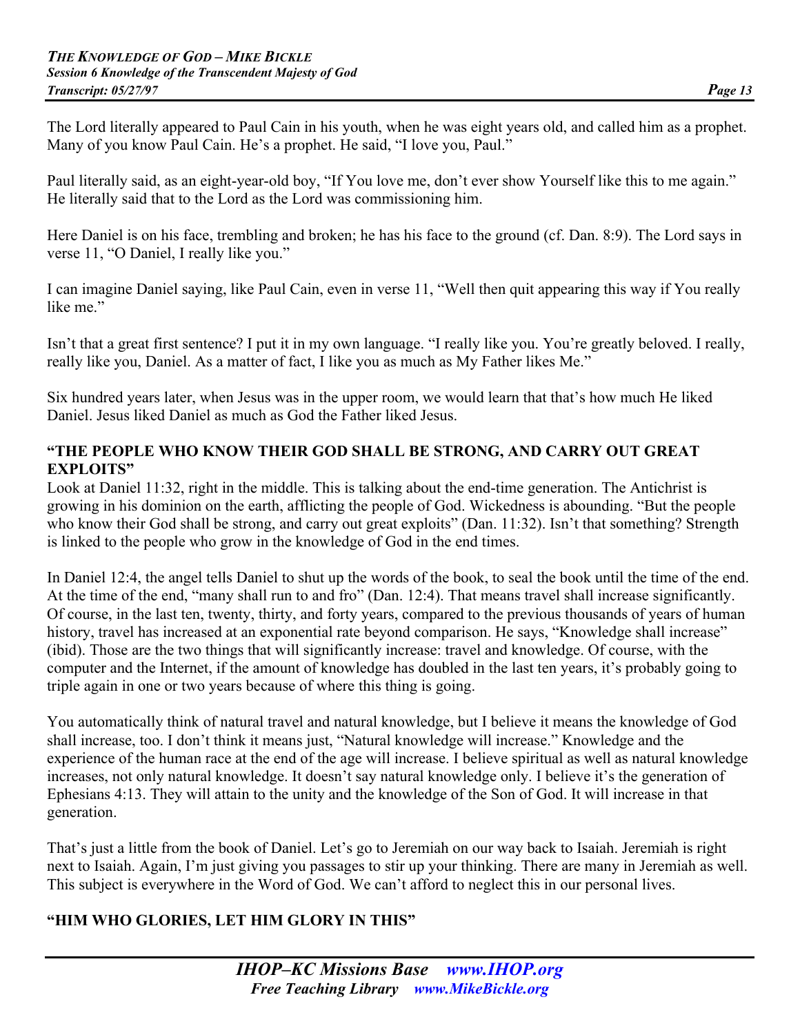The Lord literally appeared to Paul Cain in his youth, when he was eight years old, and called him as a prophet. Many of you know Paul Cain. He's a prophet. He said, "I love you, Paul."

Paul literally said, as an eight-year-old boy, "If You love me, don't ever show Yourself like this to me again." He literally said that to the Lord as the Lord was commissioning him.

Here Daniel is on his face, trembling and broken; he has his face to the ground (cf. Dan. 8:9). The Lord says in verse 11, "O Daniel, I really like you."

I can imagine Daniel saying, like Paul Cain, even in verse 11, "Well then quit appearing this way if You really like me."

Isn't that a great first sentence? I put it in my own language. "I really like you. You're greatly beloved. I really, really like you, Daniel. As a matter of fact, I like you as much as My Father likes Me."

Six hundred years later, when Jesus was in the upper room, we would learn that that's how much He liked Daniel. Jesus liked Daniel as much as God the Father liked Jesus.

**"THE PEOPLE WHO KNOW THEIR GOD SHALL BE STRONG, AND CARRY OUT GREAT EXPLOITS"**

Look at Daniel 11:32, right in the middle. This is talking about the end-time generation. The Antichrist is growing in his dominion on the earth, afflicting the people of God. Wickedness is abounding. "But the people who know their God shall be strong, and carry out great exploits" (Dan. 11:32). Isn't that something? Strength is linked to the people who grow in the knowledge of God in the end times.

In Daniel 12:4, the angel tells Daniel to shut up the words of the book, to seal the book until the time of the end. At the time of the end, "many shall run to and fro" (Dan. 12:4). That means travel shall increase significantly. Of course, in the last ten, twenty, thirty, and forty years, compared to the previous thousands of years of human history, travel has increased at an exponential rate beyond comparison. He says, "Knowledge shall increase" (ibid). Those are the two things that will significantly increase: travel and knowledge. Of course, with the computer and the Internet, if the amount of knowledge has doubled in the last ten years, it's probably going to triple again in one or two years because of where this thing is going.

You automatically think of natural travel and natural knowledge, but I believe it means the knowledge of God shall increase, too. I don't think it means just, "Natural knowledge will increase." Knowledge and the experience of the human race at the end of the age will increase. I believe spiritual as well as natural knowledge increases, not only natural knowledge. It doesn't say natural knowledge only. I believe it's the generation of Ephesians 4:13. They will attain to the unity and the knowledge of the Son of God. It will increase in that generation.

That's just a little from the book of Daniel. Let's go to Jeremiah on our way back to Isaiah. Jeremiah is right next to Isaiah. Again, I'm just giving you passages to stir up your thinking. There are many in Jeremiah as well. This subject is everywhere in the Word of God. We can't afford to neglect this in our personal lives.

**"HIM WHO GLORIES, LET HIM GLORY IN THIS"**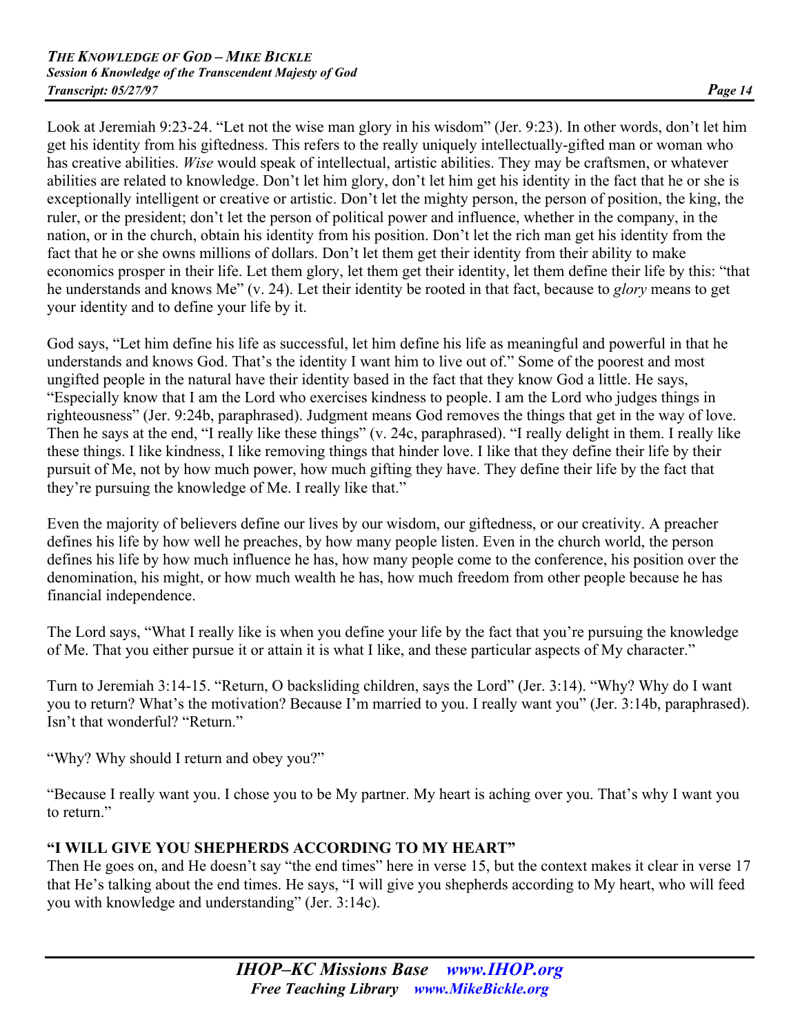Look at Jeremiah 9:23-24. "Let not the wise man glory in his wisdom" (Jer. 9:23). In other words, don't let him get his identity from his giftedness. This refers to the really uniquely intellectually-gifted man or woman who has creative abilities. *Wise* would speak of intellectual, artistic abilities. They may be craftsmen, or whatever abilities are related to knowledge. Don't let him glory, don't let him get his identity in the fact that he or she is exceptionally intelligent or creative or artistic. Don't let the mighty person, the person of position, the king, the ruler, or the president; don't let the person of political power and influence, whether in the company, in the nation, or in the church, obtain his identity from his position. Don't let the rich man get his identity from the fact that he or she owns millions of dollars. Don't let them get their identity from their ability to make economics prosper in their life. Let them glory, let them get their identity, let them define their life by this: "that he understands and knows Me" (v. 24). Let their identity be rooted in that fact, because to *glory* means to get your identity and to define your life by it.

God says, "Let him define his life as successful, let him define his life as meaningful and powerful in that he understands and knows God. That's the identity I want him to live out of." Some of the poorest and most ungifted people in the natural have their identity based in the fact that they know God a little. He says, "Especially know that I am the Lord who exercises kindness to people. I am the Lord who judges things in righteousness" (Jer. 9:24b, paraphrased). Judgment means God removes the things that get in the way of love. Then he says at the end, "I really like these things" (v. 24c, paraphrased). "I really delight in them. I really like these things. I like kindness, I like removing things that hinder love. I like that they define their life by their pursuit of Me, not by how much power, how much gifting they have. They define their life by the fact that they're pursuing the knowledge of Me. I really like that."

Even the majority of believers define our lives by our wisdom, our giftedness, or our creativity. A preacher defines his life by how well he preaches, by how many people listen. Even in the church world, the person defines his life by how much influence he has, how many people come to the conference, his position over the denomination, his might, or how much wealth he has, how much freedom from other people because he has financial independence.

The Lord says, "What I really like is when you define your life by the fact that you're pursuing the knowledge of Me. That you either pursue it or attain it is what I like, and these particular aspects of My character."

Turn to Jeremiah 3:14-15. "Return, O backsliding children, says the Lord" (Jer. 3:14). "Why? Why do I want you to return? What's the motivation? Because I'm married to you. I really want you" (Jer. 3:14b, paraphrased). Isn't that wonderful? "Return."

"Why? Why should I return and obey you?"

"Because I really want you. I chose you to be My partner. My heart is aching over you. That's why I want you to return."

## "I WILL GIVE YOU SHEPHERDS ACCORDING TO MY HEART"

Then He goes on, and He doesn't say "the end times" here in verse 15, but the context makes it clear in verse 17 that He's talking about the end times. He says, "I will give you shepherds according to My heart, who will feed you with knowledge and understanding" (Jer. 3:14c).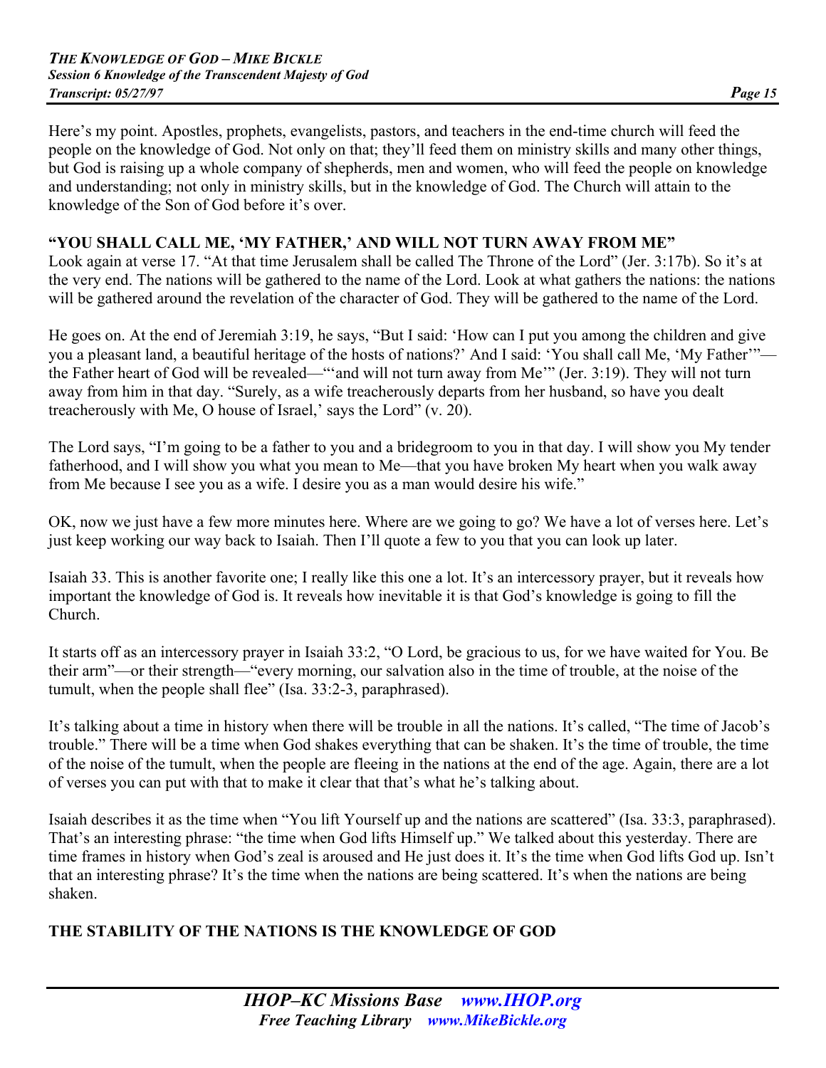Here's my point. Apostles, prophets, evangelists, pastors, and teachers in the end-time church will feed the people on the knowledge of God. Not only on that; they'll feed them on ministry skills and many other things, but God is raising up a whole company of shepherds, men and women, who will feed the people on knowledge and understanding; not only in ministry skills, but in the knowledge of God. The Church will attain to the knowledge of the Son of God before it's over.

## "YOU SHALL CALL ME, 'MY FATHER,' AND WILL NOT TURN AWAY FROM ME"

Look again at verse 17. "At that time Jerusalem shall be called The Throne of the Lord" (Jer. 3:17b). So it's at the very end. The nations will be gathered to the name of the Lord. Look at what gathers the nations: the nations will be gathered around the revelation of the character of God. They will be gathered to the name of the Lord.

He goes on. At the end of Jeremiah 3:19, he says, "But I said: 'How can I put you among the children and give you a pleasant land, a beautiful heritage of the hosts of nations?' And I said: 'You shall call Me, 'My Father'"—the Father heart of God will be revealed—"'and will not turn away from Me'" (Jer. 3:19). They will not turn away from him in that day. "Surely, as a wife treacherously departs from her husband, so have you dealt treacherously with Me, O house of Israel,' says the Lord" (v. 20).

The Lord says, "I'm going to be a father to you and a bridegroom to you in that day. I will show you My tender fatherhood, and I will show you what you mean to Me—that you have broken My heart when you walk away from Me because I see you as a wife. I desire you as a man would desire his wife."

OK, now we just have a few more minutes here. Where are we going to go? We have a lot of verses here. Let's just keep working our way back to Isaiah. Then I'll quote a few to you that you can look up later.

Isaiah 33. This is another favorite one; I really like this one a lot. It's an intercessory prayer, but it reveals how important the knowledge of God is. It reveals how inevitable it is that God's knowledge is going to fill the Church.

It starts off as an intercessory prayer in Isaiah 33:2, "O Lord, be gracious to us, for we have waited for You. Be their arm"—or their strength—"every morning, our salvation also in the time of trouble, at the noise of the tumult, when the people shall flee" (Isa. 33:2-3, paraphrased).

It's talking about a time in history when there will be trouble in all the nations. It's called, "The time of Jacob's trouble." There will be a time when God shakes everything that can be shaken. It's the time of trouble, the time of the noise of the tumult, when the people are fleeing in the nations at the end of the age. Again, there are a lot of verses you can put with that to make it clear that that's what he's talking about.

Isaiah describes it as the time when "You lift Yourself up and the nations are scattered" (Isa. 33:3, paraphrased). That's an interesting phrase: "the time when God lifts Himself up." We talked about this yesterday. There are time frames in history when God's zeal is aroused and He just does it. It's the time when God lifts God up. Isn't that an interesting phrase? It's the time when the nations are being scattered. It's when the nations are being shaken.

## THE STABILITY OF THE NATIONS IS THE KNOWLEDGE OF GOD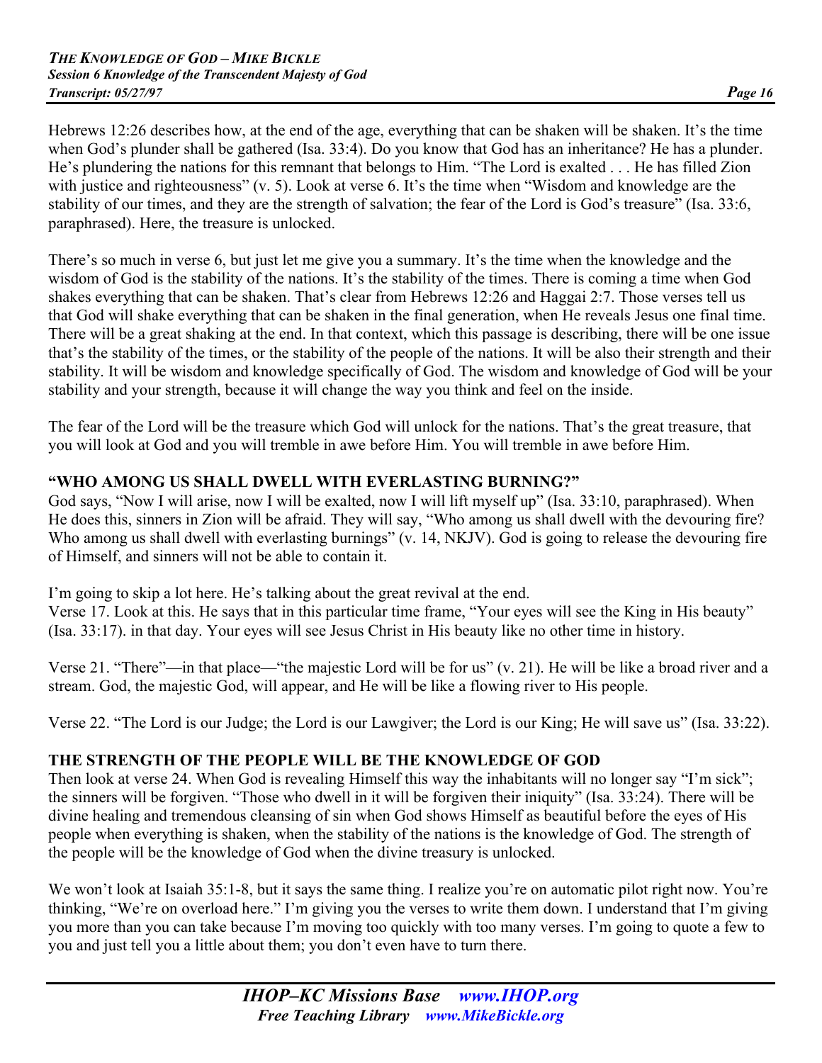Hebrews 12:26 describes how, at the end of the age, everything that can be shaken will be shaken. It's the time when God's plunder shall be gathered (Isa. 33:4). Do you know that God has an inheritance? He has a plunder. He's plundering the nations for this remnant that belongs to Him. "The Lord is exalted . . . He has filled Zion with justice and righteousness" (v. 5). Look at verse 6. It's the time when "Wisdom and knowledge are the stability of our times, and they are the strength of salvation; the fear of the Lord is God's treasure" (Isa. 33:6, paraphrased). Here, the treasure is unlocked.

There's so much in verse 6, but just let me give you a summary. It's the time when the knowledge and the wisdom of God is the stability of the nations. It's the stability of the times. There is coming a time when God shakes everything that can be shaken. That's clear from Hebrews 12:26 and Haggai 2:7. Those verses tell us that God will shake everything that can be shaken in the final generation, when He reveals Jesus one final time. There will be a great shaking at the end. In that context, which this passage is describing, there will be one issue that's the stability of the times, or the stability of the people of the nations. It will be also their strength and their stability. It will be wisdom and knowledge specifically of God. The wisdom and knowledge of God will be your stability and your strength, because it will change the way you think and feel on the inside.

The fear of the Lord will be the treasure which God will unlock for the nations. That's the great treasure, that you will look at God and you will tremble in awe before Him. You will tremble in awe before Him.

### "WHO AMONG US SHALL DWELL WITH EVERLASTING BURNING?"

God says, "Now I will arise, now I will be exalted, now I will lift myself up" (Isa. 33:10, paraphrased). When He does this, sinners in Zion will be afraid. They will say, "Who among us shall dwell with the devouring fire? Who among us shall dwell with everlasting burnings" (v. 14, NKJV). God is going to release the devouring fire of Himself, and sinners will not be able to contain it.

I'm going to skip a lot here. He's talking about the great revival at the end.
Verse 17. Look at this. He says that in this particular time frame, "Your eyes will see the King in His beauty" (Isa. 33:17). in that day. Your eyes will see Jesus Christ in His beauty like no other time in history.

Verse 21. "There"—in that place—"the majestic Lord will be for us" (v. 21). He will be like a broad river and a stream. God, the majestic God, will appear, and He will be like a flowing river to His people.

Verse 22. "The Lord is our Judge; the Lord is our Lawgiver; the Lord is our King; He will save us" (Isa. 33:22).

### THE STRENGTH OF THE PEOPLE WILL BE THE KNOWLEDGE OF GOD

Then look at verse 24. When God is revealing Himself this way the inhabitants will no longer say "I'm sick"; the sinners will be forgiven. "Those who dwell in it will be forgiven their iniquity" (Isa. 33:24). There will be divine healing and tremendous cleansing of sin when God shows Himself as beautiful before the eyes of His people when everything is shaken, when the stability of the nations is the knowledge of God. The strength of the people will be the knowledge of God when the divine treasury is unlocked.

We won't look at Isaiah 35:1-8, but it says the same thing. I realize you're on automatic pilot right now. You're thinking, "We're on overload here." I'm giving you the verses to write them down. I understand that I'm giving you more than you can take because I'm moving too quickly with too many verses. I'm going to quote a few to you and just tell you a little about them; you don't even have to turn there.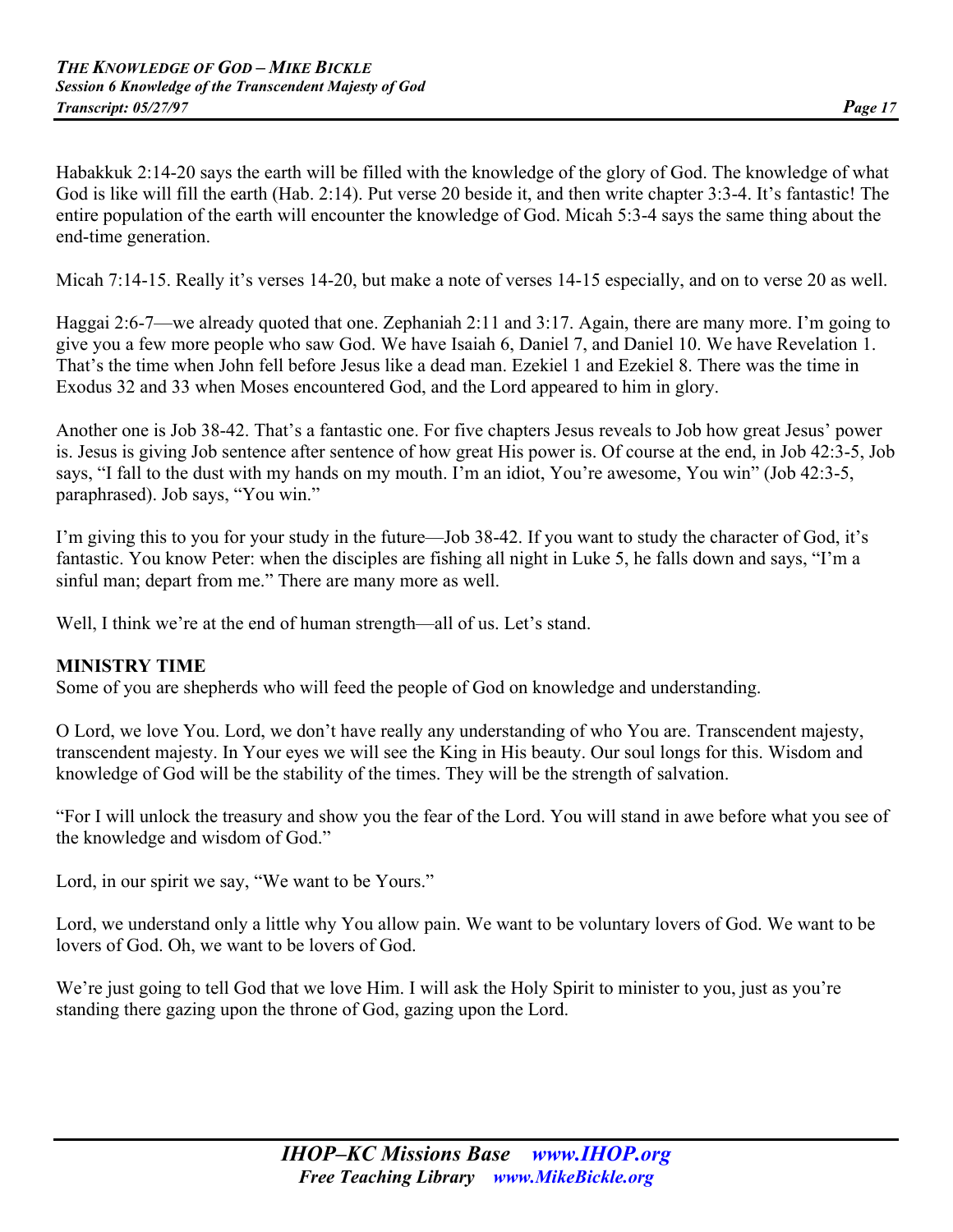Habakkuk 2:14-20 says the earth will be filled with the knowledge of the glory of God. The knowledge of what God is like will fill the earth (Hab. 2:14). Put verse 20 beside it, and then write chapter 3:3-4. It's fantastic! The entire population of the earth will encounter the knowledge of God. Micah 5:3-4 says the same thing about the end-time generation.

Micah 7:14-15. Really it's verses 14-20, but make a note of verses 14-15 especially, and on to verse 20 as well.

Haggai 2:6-7—we already quoted that one. Zephaniah 2:11 and 3:17. Again, there are many more. I'm going to give you a few more people who saw God. We have Isaiah 6, Daniel 7, and Daniel 10. We have Revelation 1. That's the time when John fell before Jesus like a dead man. Ezekiel 1 and Ezekiel 8. There was the time in Exodus 32 and 33 when Moses encountered God, and the Lord appeared to him in glory.

Another one is Job 38-42. That's a fantastic one. For five chapters Jesus reveals to Job how great Jesus' power is. Jesus is giving Job sentence after sentence of how great His power is. Of course at the end, in Job 42:3-5, Job says, "I fall to the dust with my hands on my mouth. I'm an idiot, You're awesome, You win" (Job 42:3-5, paraphrased). Job says, "You win."

I'm giving this to you for your study in the future—Job 38-42. If you want to study the character of God, it's fantastic. You know Peter: when the disciples are fishing all night in Luke 5, he falls down and says, "I'm a sinful man; depart from me." There are many more as well.

Well, I think we're at the end of human strength—all of us. Let's stand.

**MINISTRY TIME**

Some of you are shepherds who will feed the people of God on knowledge and understanding.

O Lord, we love You. Lord, we don't have really any understanding of who You are. Transcendent majesty, transcendent majesty. In Your eyes we will see the King in His beauty. Our soul longs for this. Wisdom and knowledge of God will be the stability of the times. They will be the strength of salvation.

"For I will unlock the treasury and show you the fear of the Lord. You will stand in awe before what you see of the knowledge and wisdom of God."

Lord, in our spirit we say, "We want to be Yours."

Lord, we understand only a little why You allow pain. We want to be voluntary lovers of God. We want to be lovers of God. Oh, we want to be lovers of God.

We're just going to tell God that we love Him. I will ask the Holy Spirit to minister to you, just as you're standing there gazing upon the throne of God, gazing upon the Lord.